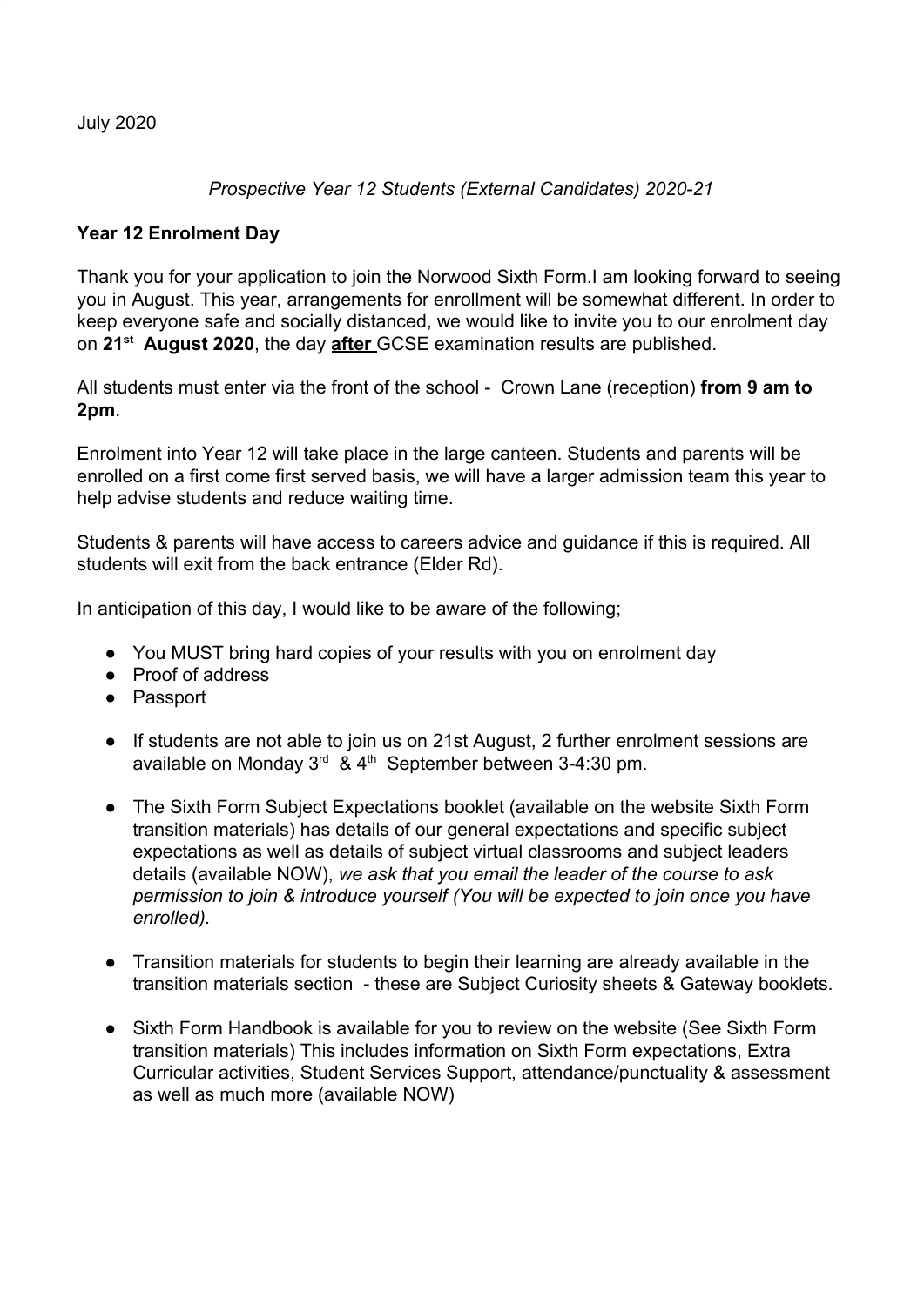July 2020

*Prospective Year 12 Students (External Candidates) 2020-21*

**Year 12 Enrolment Day**

Thank you for your application to join the Norwood Sixth Form.I am looking forward to seeing you in August. This year, arrangements for enrollment will be somewhat different. In order to keep everyone safe and socially distanced, we would like to invite you to our enrolment day on **21st August 2020**, the day **after** GCSE examination results are published.

All students must enter via the front of the school - Crown Lane (reception) **from 9 am to 2pm**.

Enrolment into Year 12 will take place in the large canteen. Students and parents will be enrolled on a first come first served basis, we will have a larger admission team this year to help advise students and reduce waiting time.

Students & parents will have access to careers advice and guidance if this is required. All students will exit from the back entrance (Elder Rd).

In anticipation of this day, I would like to be aware of the following;

- You MUST bring hard copies of your results with you on enrolment day
- Proof of address
- Passport

- If students are not able to join us on 21st August, 2 further enrolment sessions are available on Monday 3rd & 4th September between 3-4:30 pm.

- The Sixth Form Subject Expectations booklet (available on the website Sixth Form transition materials) has details of our general expectations and specific subject expectations as well as details of subject virtual classrooms and subject leaders details (available NOW), *we ask that you email the leader of the course to ask permission to join & introduce yourself (You will be expected to join once you have enrolled).*

- Transition materials for students to begin their learning are already available in the transition materials section - these are Subject Curiosity sheets & Gateway booklets.

- Sixth Form Handbook is available for you to review on the website (See Sixth Form transition materials) This includes information on Sixth Form expectations, Extra Curricular activities, Student Services Support, attendance/punctuality & assessment as well as much more (available NOW)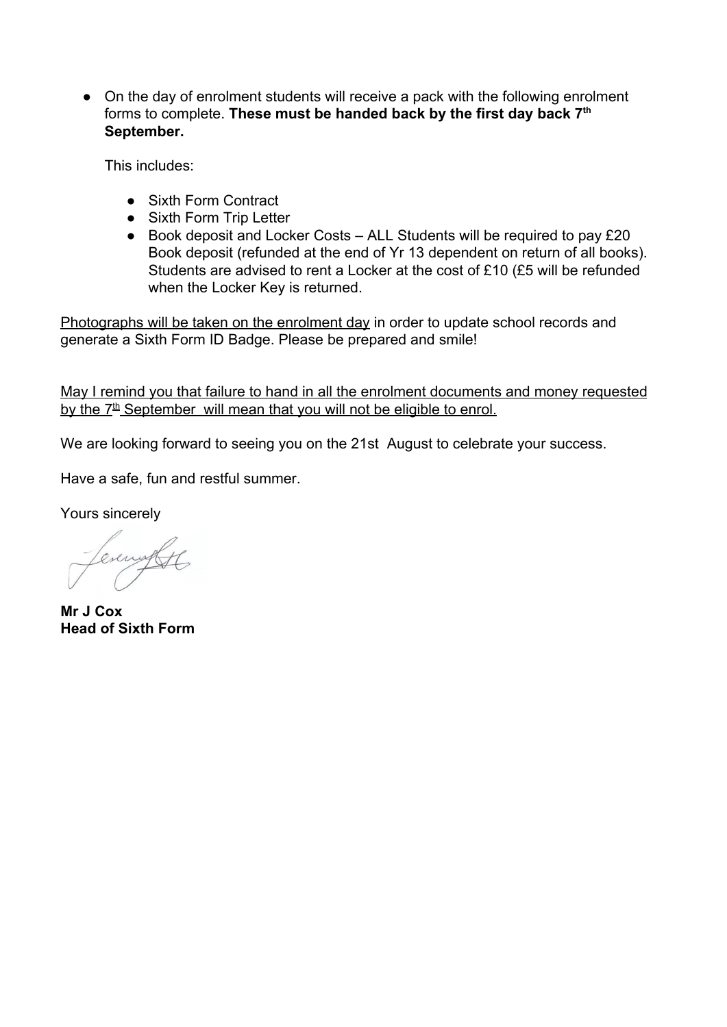- On the day of enrolment students will receive a pack with the following enrolment forms to complete. **These must be handed back by the first day back 7th September.**

  This includes:

  - Sixth Form Contract
  - Sixth Form Trip Letter
  - Book deposit and Locker Costs – ALL Students will be required to pay £20 Book deposit (refunded at the end of Yr 13 dependent on return of all books). Students are advised to rent a Locker at the cost of £10 (£5 will be refunded when the Locker Key is returned.

<u>Photographs will be taken on the enrolment day</u> in order to update school records and generate a Sixth Form ID Badge. Please be prepared and smile!

<u>May I remind you that failure to hand in all the enrolment documents and money requested by the 7th September will mean that you will not be eligible to enrol.</u>

We are looking forward to seeing you on the 21st August to celebrate your success.

Have a safe, fun and restful summer.

Yours sincerely

**Mr J Cox**
**Head of Sixth Form**